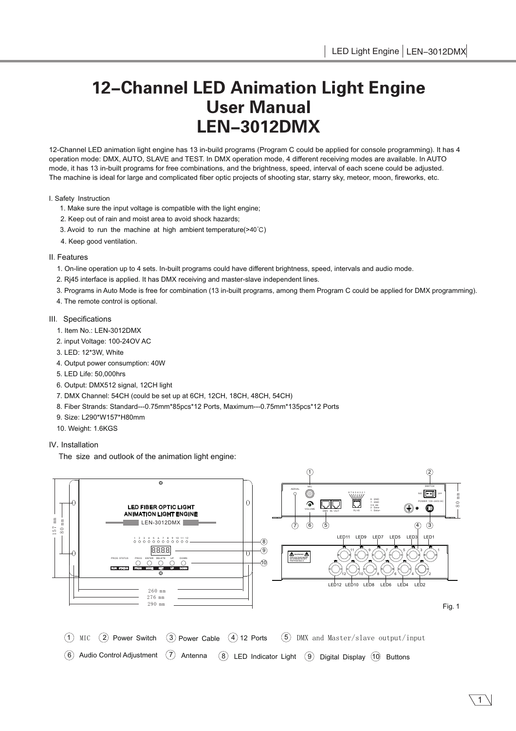# 12–Channel LED Animation Light Engine User Manual LEN–3012DMX

12-Channel LED animation light engine has 13 in-build programs (Program C could be applied for console programming). It has 4 operation mode: DMX, AUTO, SLAVE and TEST. In DMX operation mode, 4 different receiving modes are available. In AUTO mode, it has 13 in-built programs for free combinations, and the brightness, speed, interval of each scene could be adjusted. The machine is ideal for large and complicated fiber optic projects of shooting star, starry sky, meteor, moon, fireworks, etc.

## I. Safety Instruction

1. Make sure the input voltage is compatible with the light engine;
2. Keep out of rain and moist area to avoid shock hazards;
3. Avoid to run the machine at high ambient temperature(>40℃)
4. Keep good ventilation.

## II. Features

1. On-line operation up to 4 sets. In-built programs could have different brightness, speed, intervals and audio mode.
2. Rj45 interface is applied. It has DMX receiving and master-slave independent lines.
3. Programs in Auto Mode is free for combination (13 in-built programs, among them Program C could be applied for DMX programming).
4. The remote control is optional.

## III. Specifications

1. Item No.: LEN-3012DMX
2. input Voltage: 100-24OV AC
3. LED: 12*3W, White
4. Output power consumption: 40W
5. LED Life: 50,000hrs
6. Output: DMX512 signal, 12CH light
7. DMX Channel: 54CH (could be set up at 6CH, 12CH, 18CH, 48CH, 54CH)
8. Fiber Strands: Standard---0.75mm*85pcs*12 Ports, Maximum---0.75mm*135pcs*12 Ports
9. Size: L290*W157*H80mm
10. Weight: 1.6KGS

## IV. Installation

The size and outlook of the animation light engine:

Fig. 1

① MIC ② Power Switch ③ Power Cable ④ 12 Ports ⑤ DMX and Master/slave output/input

⑥ Audio Control Adjustment ⑦ Antenna ⑧ LED Indicator Light ⑨ Digital Display ⑩ Buttons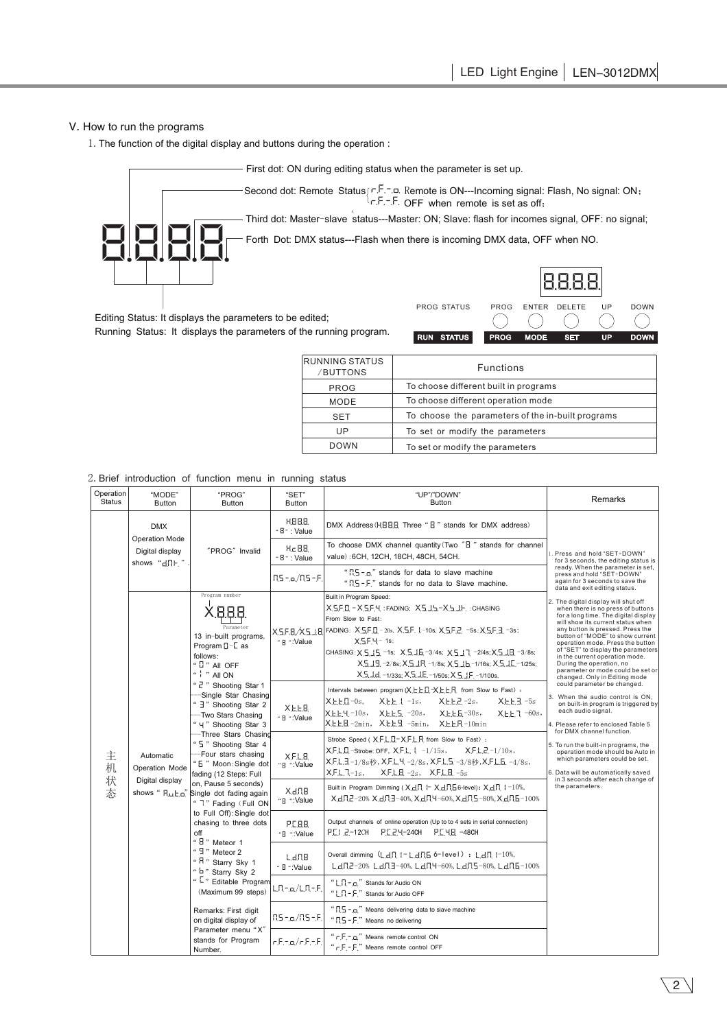## V. How to run the programs

1. The function of the digital display and buttons during the operation :

8.8.8.8.

- First dot: ON during editing status when the parameter is set up.
- Second dot: Remote Status { r.F.-.o. Remote is ON---Incoming signal: Flash, No signal: ON; r.F.-.F. OFF when remote is set as off;
- Third dot: Master-slave status---Master: ON; Slave: flash for incomes signal, OFF: no signal;
- Forth Dot: DMX status---Flash when there is incoming DMX data, OFF when NO.

Editing Status: It displays the parameters to be edited;
Running Status: It displays the parameters of the running program.

| PROG STATUS | PROG | ENTER | DELETE | UP | DOWN |
|---|---|---|---|---|---|
| RUN STATUS | PROG | MODE | SET | UP | DOWN |

| RUNNING STATUS /BUTTONS | Functions |
|---|---|
| PROG | To choose different built in programs |
| MODE | To choose different operation mode |
| SET | To choose the parameters of the in-built programs |
| UP | To set or modify the parameters |
| DOWN | To set or modify the parameters |

2. Brief introduction of function menu in running status

| Operation Status | "MODE" Button | "PROG" Button | "SET" Button | "UP"/"DOWN" Button | Remarks |
|---|---|---|---|---|---|
| 主机状态 | DMX Operation Mode Digital display shows "dΠF." | "PROG" Invalid | H.8.8.8. "8": Value | DMX Address (H.8.8.8. Three "8" stands for DMX address) | 1. Press and hold "SET+DOWN" for 3 seconds, the editing status is ready. When the parameter is set, press and hold "SET+DOWN" again for 3 seconds to save the data and exit editing status.<br>2. The digital display will shut off when there is no press of buttons for a long time. The digital display will show its current status when any button is pressed. Press the button of "MODE" to show current operation mode. Press the button of "SET" to display the parameters in the current operation mode. During the operation, no parameter or mode could be set or changed. Only in Editing mode could parameter be changed.<br>3. When the audio control is ON, on built-in program is triggered by each audio signal.<br>4. Please refer to enclosed Table 5 for DMX channel function.<br>5. To run the built-in programs, the operation mode should be Auto in which parameters could be set.<br>6. Data will be automatically saved in 3 seconds after each change of the parameters. |
| | | | H.c.8.8. "8": Value | To choose DMX channel quantity (Two "8" stands for channel value): 6CH, 12CH, 18CH, 48CH, 54CH. | |
| | | | Π.S-.o./Π.S-.F. | "Π.S-.o." stands for data to slave machine<br>"Π.S-.F." stands for no data to Slave machine. | |
| | Automatic Operation Mode Digital display shows "A.u.t.o." | Program number X.8.8.8. Parameter<br>13 in-built programs, Program 0-C as follows:<br>"0" All OFF<br>"1" All ON<br>"2" Shooting Star 1 ---Single Star Chasing<br>"3" Shooting Star 2 ---Two Stars Chasing<br>"4" Shooting Star 3 ---Three Stars Chasing<br>"5" Shooting Star 4 ---Four stars chasing<br>"6" Moon: Single dot fading (12 Steps: Full on, Pause 5 seconds) Single dot fading again<br>"7" Fading (Full ON to Full Off): Single dot chasing to three dots off<br>"8" Meteor 1<br>"9" Meteor 2<br>"A" Starry Sky 1<br>"b" Starry Sky 2<br>"C" Editable Program (Maximum 99 steps)<br>Remarks: First digit on digital display of Parameter menu "X" stands for Program Number. | X.S.F.8./X.S.J.8. "8": Value | Built in Program Speed:<br>X.S.F.0.-X.S.F.4.: FADING; X.S.J.5.-X.S.J.F.: CHASING<br>From Slow to Fast:<br>FADING: X.S.F.0. -20s, X.S.F.1. -10s, X.S.F.2. -5s; X.S.F.3. -3s; X.S.F.4. -1s;<br>CHASING: X.S.J.5. -1s; X.S.J.6. -3/4s; X.S.J.7. -2/4s; X.S.J.8. -3/8s; X.S.J.9. -2/8s; X.S.J.A. -1/8s; X.S.J.b. -1/16s; X.S.J.C. -1/25s; X.S.J.d. -1/33s; X.S.J.E. -1/50s; X.S.J.F. -1/100s. | |
| | | | X.t.t.8. "8": Value | Intervals between program (X.t.t.0.-X.t.t.A. from Slow to Fast):<br>X.t.t.0. -0s, X.t.t.1. -1s, X.t.t.2. -2s, X.t.t.3. -5s<br>X.t.t.4. -10s, X.t.t.5. -20s, X.t.t.6. -30s, X.t.t.7. -60s,<br>X.t.t.8. -2min, X.t.t.9. -5min, X.t.t.A. -10min | |
| | | | X.F.L.8. "8": Value | Strobe Speed (X.F.L.0.-X.F.L.A. from Slow to Fast):<br>X.F.L.0. -Strobe: OFF, X.F.L.1. -1/15s, X.F.L.2. -1/10s,<br>X.F.L.3. -1/8s秒, X.F.L.4. -2/8s, X.F.L.5. -3/8s秒, X.F.L.6. -4/8s,<br>X.F.L.7. -1s, X.F.L.8. -2s, X.F.L.9. -5s | |
| | | | X.d.Π.8. "8": Value | Built in Program Dimming (X.d.Π.1.-X.d.Π.6. 6-level): X.d.Π.1. -10%,<br>X.d.Π.2. -20% X.d.Π.3. -40%, X.d.Π.4. -60%, X.d.Π.5. -80%, X.d.Π.6. -100% | |
| | | | P.C.8.8. "8": Value | Output channels of online operation (Up to to 4 sets in serial connection)<br>P.C.1.2. -12CH P.C.2.4. -24CH P.C.4.8. -48CH | |
| | | | L.d.Π.8. "8": Value | Overall dimming (L.d.Π.1.-L.d.Π.6. 6-level): L.d.Π.1. -10%,<br>L.d.Π.2. -20% L.d.Π.3. -40%, L.d.Π.4. -60%, L.d.Π.5. -80%, L.d.Π.6. -100% | |
| | | | L.Π.-.o./L.Π.-.F. | "L.Π.-.o." Stands for Audio ON<br>"L.Π.-.F." Stands for Audio OFF | |
| | | | Π.S-.o./Π.S-.F. | "Π.S-.o." Means delivering data to slave machine<br>"Π.S-.F." Means no delivering | |
| | | | r.F.-.o./r.F.-.F. | "r.F.-.o." Means remote control ON<br>"r.F.-.F." Means remote control OFF | |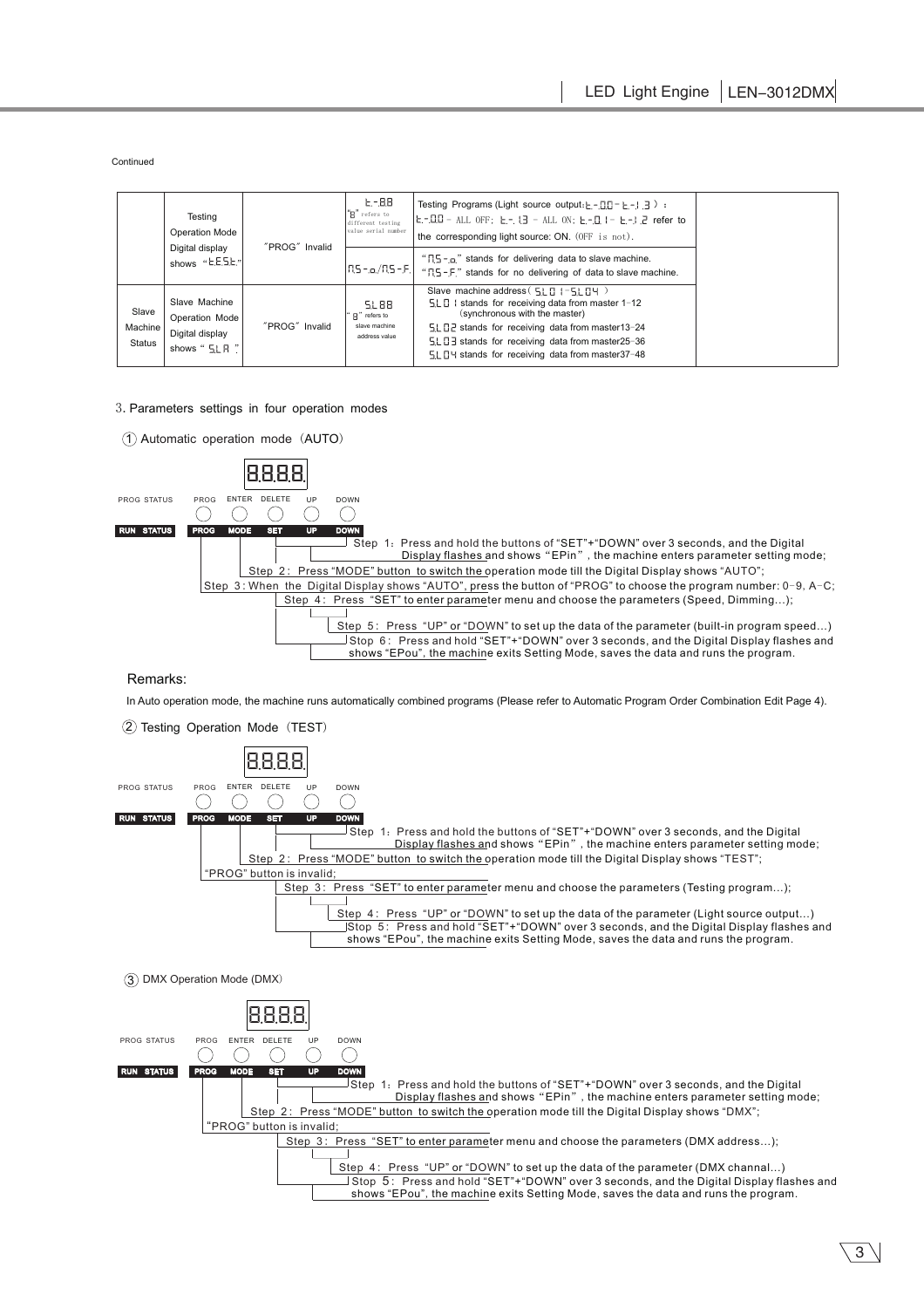Continued

|  |  |  |  |  |  |
|---|---|---|---|---|---|
|  | Testing Operation Mode Digital display shows "t.E.S.t." | "PROG" Invalid | t.-8.8 "8" refers to different testing value serial number | Testing Programs (Light source output: t.-0.0 - t.-1.3 ): t.-0.0 - ALL OFF; t.-1.3 - ALL ON; t.-0.1 - t.-1.2 refer to the corresponding light source: ON. (OFF is not). |  |
|  |  |  | n.S-o./n.S-F. | "n.S-o." stands for delivering data to slave machine. "n.S-F." stands for no delivering of data to slave machine. |  |
| Slave Machine Status | Slave Machine Operation Mode Digital display shows "SL.A" | "PROG" Invalid | SL.88 "8" refers to slave machine address value | Slave machine address ( SL.01 - SL.04 ) SL.01 stands for receiving data from master 1-12 (synchronous with the master) SL.02 stands for receiving data from master13-24 SL.03 stands for receiving data from master25-36 SL.04 stands for receiving data from master37-48 |  |

3. Parameters settings in four operation modes

① Automatic operation mode（AUTO）

8.8.8.8.

PROG STATUS | PROG | ENTER | DELETE | UP | DOWN

RUN STATUS | PROG | MODE | SET | UP | DOWN

- Step 1: Press and hold the buttons of "SET"+"DOWN" over 3 seconds, and the Digital Display flashes and shows "EPin", the machine enters parameter setting mode;
- Step 2: Press "MODE" button to switch the operation mode till the Digital Display shows "AUTO";
- Step 3: When the Digital Display shows "AUTO", press the button of "PROG" to choose the program number: 0-9, A-C;
- Step 4: Press "SET" to enter parameter menu and choose the parameters (Speed, Dimming...);
- Step 5: Press "UP" or "DOWN" to set up the data of the parameter (built-in program speed...)
- Step 6: Press and hold "SET"+"DOWN" over 3 seconds, and the Digital Display flashes and shows "EPou", the machine exits Setting Mode, saves the data and runs the program.

Remarks:

In Auto operation mode, the machine runs automatically combined programs (Please refer to Automatic Program Order Combination Edit Page 4).

② Testing Operation Mode（TEST）

8.8.8.8.

PROG STATUS | PROG | ENTER | DELETE | UP | DOWN

RUN STATUS | PROG | MODE | SET | UP | DOWN

- Step 1: Press and hold the buttons of "SET"+"DOWN" over 3 seconds, and the Digital Display flashes and shows "EPin", the machine enters parameter setting mode;
- Step 2: Press "MODE" button to switch the operation mode till the Digital Display shows "TEST";
- "PROG" button is invalid;
- Step 3: Press "SET" to enter parameter menu and choose the parameters (Testing program...);
- Step 4: Press "UP" or "DOWN" to set up the data of the parameter (Light source output...)
- Step 5: Press and hold "SET"+"DOWN" over 3 seconds, and the Digital Display flashes and shows "EPou", the machine exits Setting Mode, saves the data and runs the program.

③ DMX Operation Mode (DMX)

8.8.8.8.

PROG STATUS | PROG | ENTER | DELETE | UP | DOWN

RUN STATUS | PROG | MODE | SET | UP | DOWN

- Step 1: Press and hold the buttons of "SET"+"DOWN" over 3 seconds, and the Digital Display flashes and shows "EPin", the machine enters parameter setting mode;
- Step 2: Press "MODE" button to switch the operation mode till the Digital Display shows "DMX";
- "PROG" button is invalid;
- Step 3: Press "SET" to enter parameter menu and choose the parameters (DMX address...);
- Step 4: Press "UP" or "DOWN" to set up the data of the parameter (DMX channal...)
- Stop 5: Press and hold "SET"+"DOWN" over 3 seconds, and the Digital Display flashes and shows "EPou", the machine exits Setting Mode, saves the data and runs the program.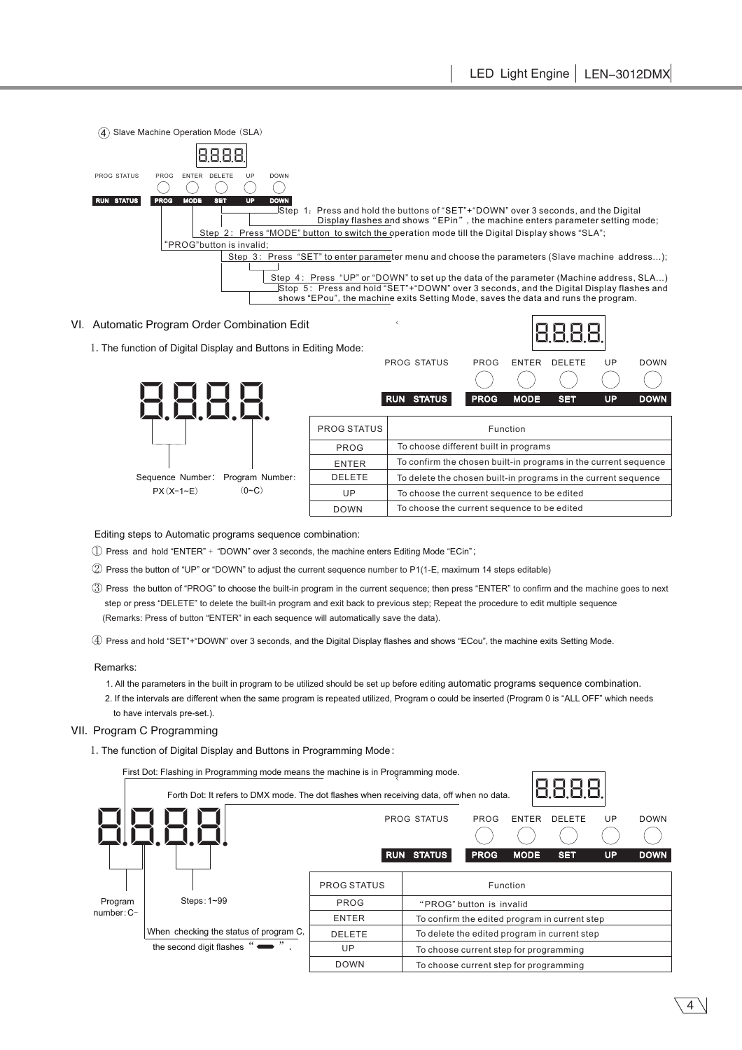④ Slave Machine Operation Mode（SLA）

8.8.8.8.

PROG STATUS　PROG　ENTER　DELETE　UP　DOWN

RUN STATUS　PROG　MODE　SET　UP　DOWN

Step 1：Press and hold the buttons of "SET"+"DOWN" over 3 seconds, and the Digital Display flashes and shows "EPin", the machine enters parameter setting mode;

Step 2：Press "MODE" button to switch the operation mode till the Digital Display shows "SLA";

"PROG"button is invalid;

Step 3：Press "SET" to enter parameter menu and choose the parameters (Slave machine address...);

Step 4：Press "UP" or "DOWN" to set up the data of the parameter (Machine address, SLA...)

Step 5：Press and hold "SET"+"DOWN" over 3 seconds, and the Digital Display flashes and shows "EPou", the machine exits Setting Mode, saves the data and runs the program.

## VI. Automatic Program Order Combination Edit

1. The function of Digital Display and Buttons in Editing Mode:

8.8.8.8.

Sequence Number：PX（X=1~E）　Program Number：（0~C）

PROG STATUS　PROG　ENTER　DELETE　UP　DOWN

RUN STATUS　PROG　MODE　SET　UP　DOWN

| PROG STATUS | Function |
|---|---|
| PROG | To choose different built in programs |
| ENTER | To confirm the chosen built-in programs in the current sequence |
| DELETE | To delete the chosen built-in programs in the current sequence |
| UP | To choose the current sequence to be edited |
| DOWN | To choose the current sequence to be edited |

Editing steps to Automatic programs sequence combination:

① Press and hold "ENTER" + "DOWN" over 3 seconds, the machine enters Editing Mode "ECin";

② Press the button of "UP" or "DOWN" to adjust the current sequence number to P1(1-E, maximum 14 steps editable)

③ Press the button of "PROG" to choose the built-in program in the current sequence; then press "ENTER" to confirm and the machine goes to next step or press "DELETE" to delete the built-in program and exit back to previous step; Repeat the procedure to edit multiple sequence (Remarks: Press of button "ENTER" in each sequence will automatically save the data).

④ Press and hold "SET"+"DOWN" over 3 seconds, and the Digital Display flashes and shows "ECou", the machine exits Setting Mode.

Remarks:

1. All the parameters in the built in program to be utilized should be set up before editing automatic programs sequence combination.
2. If the intervals are different when the same program is repeated utilized, Program o could be inserted (Program 0 is "ALL OFF" which needs to have intervals pre-set.).

## VII. Program C Programming

1. The function of Digital Display and Buttons in Programming Mode:

First Dot: Flashing in Programming mode means the machine is in Programming mode.

Forth Dot: It refers to DMX mode. The dot flashes when receiving data, off when no data.

8.8.8.8.

Program number：C-　Steps：1~99

When checking the status of program C, the second digit flashes "▬".

PROG STATUS　PROG　ENTER　DELETE　UP　DOWN

RUN STATUS　PROG　MODE　SET　UP　DOWN

| PROG STATUS | Function |
|---|---|
| PROG | "PROG" button is invalid |
| ENTER | To confirm the edited program in current step |
| DELETE | To delete the edited program in current step |
| UP | To choose current step for programming |
| DOWN | To choose current step for programming |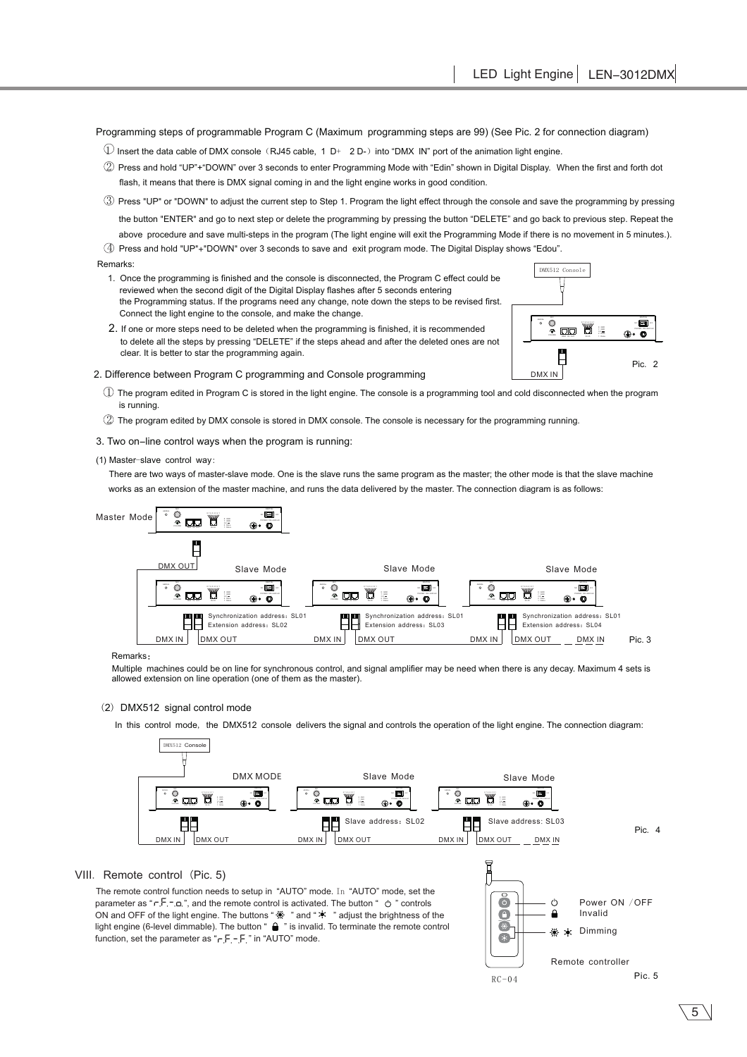Programming steps of programmable Program C (Maximum programming steps are 99) (See Pic. 2 for connection diagram)

① Insert the data cable of DMX console（RJ45 cable, 1 D+ 2 D-）into "DMX IN" port of the animation light engine.

② Press and hold "UP"+"DOWN" over 3 seconds to enter Programming Mode with "Edin" shown in Digital Display. When the first and forth dot flash, it means that there is DMX signal coming in and the light engine works in good condition.

③ Press "UP" or "DOWN" to adjust the current step to Step 1. Program the light effect through the console and save the programming by pressing the button "ENTER" and go to next step or delete the programming by pressing the button "DELETE" and go back to previous step. Repeat the above procedure and save multi-steps in the program (The light engine will exit the Programming Mode if there is no movement in 5 minutes.).

④ Press and hold "UP"+"DOWN" over 3 seconds to save and exit program mode. The Digital Display shows "Edou".

Remarks:

1. Once the programming is finished and the console is disconnected, the Program C effect could be reviewed when the second digit of the Digital Display flashes after 5 seconds entering the Programming status. If the programs need any change, note down the steps to be revised first. Connect the light engine to the console, and make the change.
2. If one or more steps need to be deleted when the programming is finished, it is recommended to delete all the steps by pressing "DELETE" if the steps ahead and after the deleted ones are not clear. It is better to star the programming again.

DMX512 Console

DMX IN

Pic. 2

2. Difference between Program C programming and Console programming

① The program edited in Program C is stored in the light engine. The console is a programming tool and cold disconnected when the program is running.

② The program edited by DMX console is stored in DMX console. The console is necessary for the programming running.

3. Two on-line control ways when the program is running:

(1) Master-slave control way:

There are two ways of master-slave mode. One is the slave runs the same program as the master; the other mode is that the slave machine works as an extension of the master machine, and runs the data delivered by the master. The connection diagram is as follows:

Master Mode

DMX OUT — Slave Mode — Slave Mode — Slave Mode

Synchronization address：SL01 / Extension address：SL02

Synchronization address：SL01 / Extension address：SL03

Synchronization address：SL01 / Extension address：SL04

DMX IN — DMX OUT — DMX IN — DMX OUT — DMX IN — DMX OUT — DMX IN

Pic. 3

Remarks：

Multiple machines could be on line for synchronous control, and signal amplifier may be need when there is any decay. Maximum 4 sets is allowed extension on line operation (one of them as the master).

（2）DMX512 signal control mode

In this control mode, the DMX512 console delivers the signal and controls the operation of the light engine. The connection diagram:

DMX512 Console

DMX MODE — Slave Mode — Slave Mode

Slave address：SL02 — Slave address: SL03

DMX IN — DMX OUT — DMX IN — DMX OUT — DMX IN — DMX OUT — DMX IN

Pic. 4

## VIII. Remote control（Pic. 5)

The remote control function needs to setup in "AUTO" mode. In "AUTO" mode, set the parameter as "r.F.-o.", and the remote control is activated. The button " ⏻ " controls ON and OFF of the light engine. The buttons " ☀ " and " ☀ " adjust the brightness of the light engine (6-level dimmable). The button " 🔒 " is invalid. To terminate the remote control function, set the parameter as "r.F.-F." in "AUTO" mode.

⏻ Power ON /OFF

🔒 Invalid

☀ ☀ Dimming

Remote controller

RC-04

Pic. 5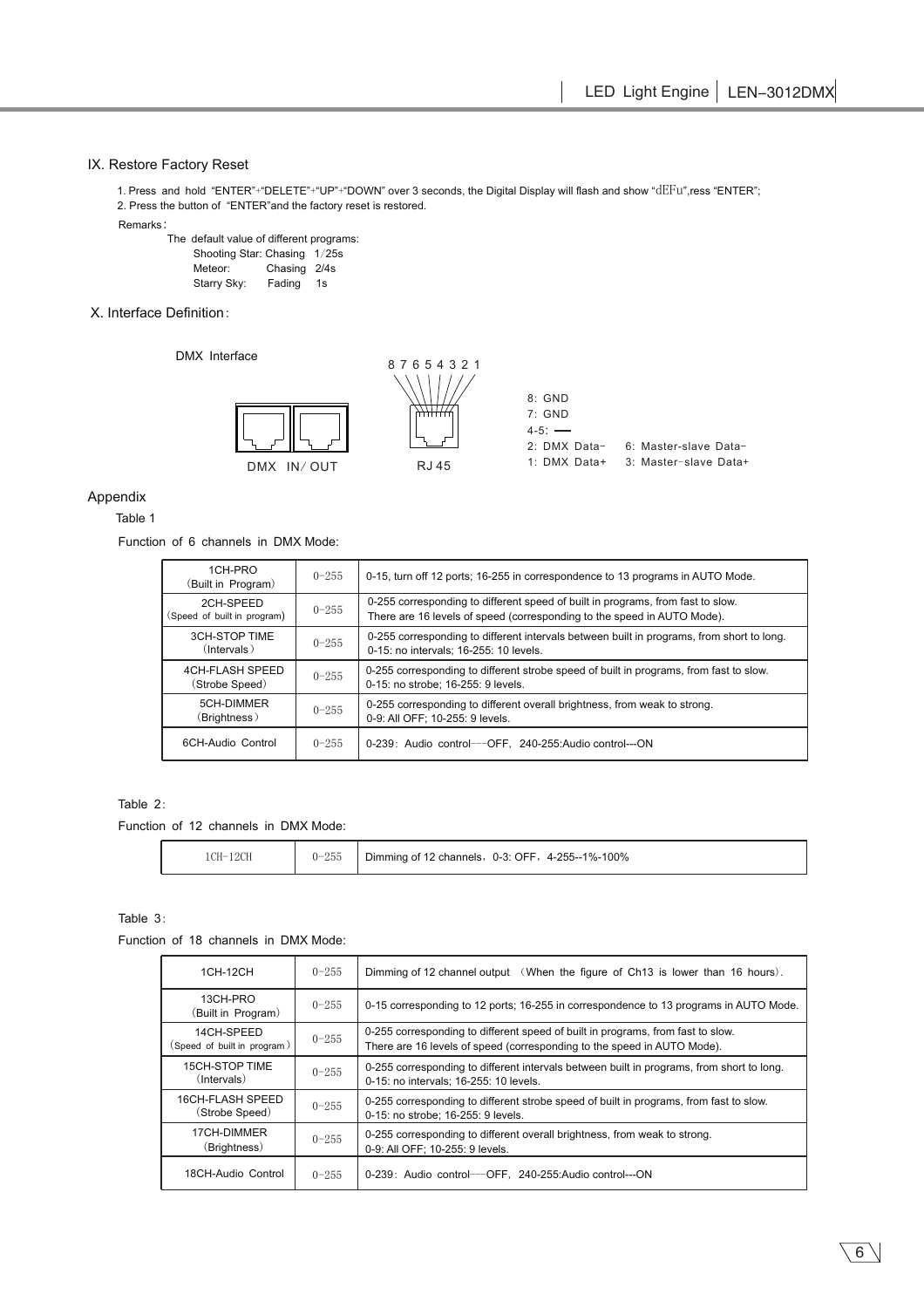## IX. Restore Factory Reset

1. Press and hold "ENTER"+"DELETE"+"UP"+"DOWN" over 3 seconds, the Digital Display will flash and show "dEFu",ress "ENTER";
2. Press the button of "ENTER"and the factory reset is restored.

Remarks：

The default value of different programs:

Shooting Star: Chasing 1/25s
Meteor: Chasing 2/4s
Starry Sky: Fading 1s

## X. Interface Definition：

DMX Interface

DMX IN/ OUT

RJ 45

8 7 6 5 4 3 2 1

8: GND
7: GND
4-5: —
2: DMX Data- 6: Master-slave Data-
1: DMX Data+ 3: Master-slave Data+

## Appendix

Table 1

Function of 6 channels in DMX Mode:

| | | |
|---|---|---|
| 1CH-PRO (Built in Program) | 0-255 | 0-15, turn off 12 ports; 16-255 in correspondence to 13 programs in AUTO Mode. |
| 2CH-SPEED (Speed of built in program) | 0-255 | 0-255 corresponding to different speed of built in programs, from fast to slow. There are 16 levels of speed (corresponding to the speed in AUTO Mode). |
| 3CH-STOP TIME (Intervals) | 0-255 | 0-255 corresponding to different intervals between built in programs, from short to long. 0-15: no intervals; 16-255: 10 levels. |
| 4CH-FLASH SPEED (Strobe Speed) | 0-255 | 0-255 corresponding to different strobe speed of built in programs, from fast to slow. 0-15: no strobe; 16-255: 9 levels. |
| 5CH-DIMMER (Brightness) | 0-255 | 0-255 corresponding to different overall brightness, from weak to strong. 0-9: All OFF; 10-255: 9 levels. |
| 6CH-Audio Control | 0-255 | 0-239：Audio control---OFF, 240-255:Audio control---ON |

Table 2：

Function of 12 channels in DMX Mode:

| | | |
|---|---|---|
| 1CH-12CH | 0-255 | Dimming of 12 channels，0-3: OFF，4-255--1%-100% |

Table 3：

Function of 18 channels in DMX Mode:

| | | |
|---|---|---|
| 1CH-12CH | 0-255 | Dimming of 12 channel output （When the figure of Ch13 is lower than 16 hours）. |
| 13CH-PRO (Built in Program) | 0-255 | 0-15 corresponding to 12 ports; 16-255 in correspondence to 13 programs in AUTO Mode. |
| 14CH-SPEED (Speed of built in program) | 0-255 | 0-255 corresponding to different speed of built in programs, from fast to slow. There are 16 levels of speed (corresponding to the speed in AUTO Mode). |
| 15CH-STOP TIME (Intervals) | 0-255 | 0-255 corresponding to different intervals between built in programs, from short to long. 0-15: no intervals; 16-255: 10 levels. |
| 16CH-FLASH SPEED (Strobe Speed) | 0-255 | 0-255 corresponding to different strobe speed of built in programs, from fast to slow. 0-15: no strobe; 16-255: 9 levels. |
| 17CH-DIMMER (Brightness) | 0-255 | 0-255 corresponding to different overall brightness, from weak to strong. 0-9: All OFF; 10-255: 9 levels. |
| 18CH-Audio Control | 0-255 | 0-239：Audio control---OFF, 240-255:Audio control---ON |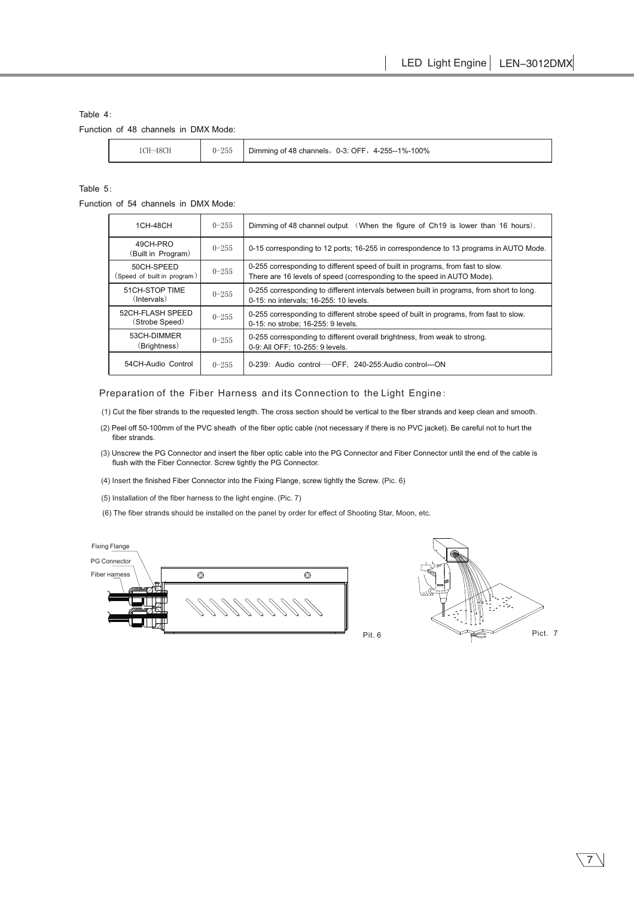Table 4:

Function of 48 channels in DMX Mode:

| | | |
|---|---|---|
| 1CH-48CH | 0-255 | Dimming of 48 channels，0-3: OFF，4-255--1%-100% |

Table 5:

Function of 54 channels in DMX Mode:

| | | |
|---|---|---|
| 1CH-48CH | 0-255 | Dimming of 48 channel output （When the figure of Ch19 is lower than 16 hours）. |
| 49CH-PRO（Built in Program） | 0-255 | 0-15 corresponding to 12 ports; 16-255 in correspondence to 13 programs in AUTO Mode. |
| 50CH-SPEED（Speed of built in program） | 0-255 | 0-255 corresponding to different speed of built in programs, from fast to slow. There are 16 levels of speed (corresponding to the speed in AUTO Mode). |
| 51CH-STOP TIME（Intervals） | 0-255 | 0-255 corresponding to different intervals between built in programs, from short to long. 0-15: no intervals; 16-255: 10 levels. |
| 52CH-FLASH SPEED（Strobe Speed） | 0-255 | 0-255 corresponding to different strobe speed of built in programs, from fast to slow. 0-15: no strobe; 16-255: 9 levels. |
| 53CH-DIMMER（Brightness） | 0-255 | 0-255 corresponding to different overall brightness, from weak to strong. 0-9: All OFF; 10-255: 9 levels. |
| 54CH-Audio Control | 0-255 | 0-239：Audio control—OFF, 240-255:Audio control---ON |

## Preparation of the Fiber Harness and its Connection to the Light Engine:

(1) Cut the fiber strands to the requested length. The cross section should be vertical to the fiber strands and keep clean and smooth.

(2) Peel off 50-100mm of the PVC sheath of the fiber optic cable (not necessary if there is no PVC jacket). Be careful not to hurt the fiber strands.

(3) Unscrew the PG Connector and insert the fiber optic cable into the PG Connector and Fiber Connector until the end of the cable is flush with the Fiber Connector. Screw tightly the PG Connector.

(4) Insert the finished Fiber Connector into the Fixing Flange, screw tightly the Screw. (Pic. 6)

(5) Installation of the fiber harness to the light engine. (Pic. 7)

(6) The fiber strands should be installed on the panel by order for effect of Shooting Star, Moon, etc.

Fixing Flange

PG Connector

Fiber Harness

Pit. 6

Pict. 7